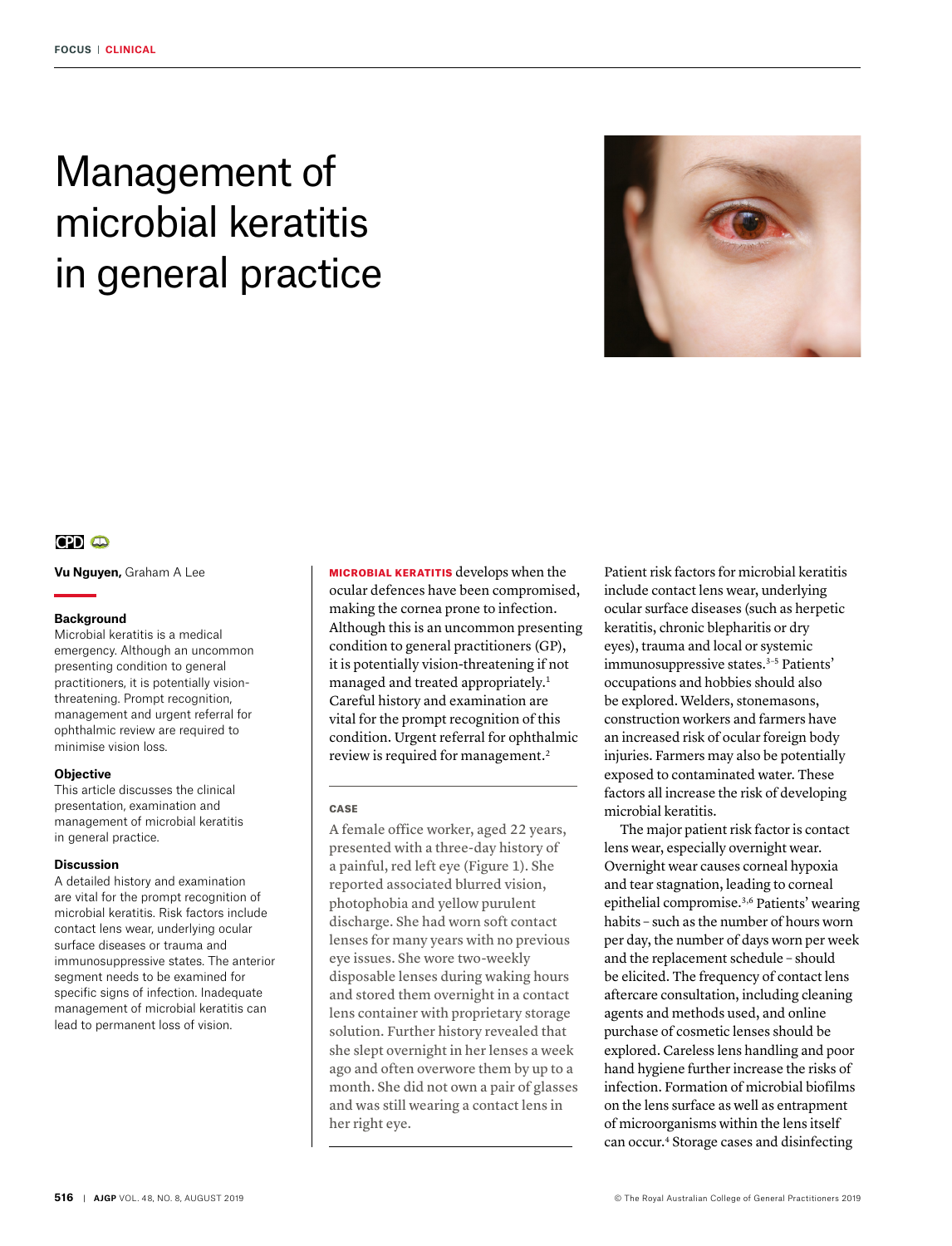# Management of microbial keratitis in general practice

**Vu Nguyen,** Graham A Lee

### Background

Microbial keratitis is a medical emergency. Although an uncommon presenting condition to general practitioners, it is potentially vision-threatening. Prompt recognition, management and urgent referral for ophthalmic review are required to minimise vision loss.

### Objective

This article discusses the clinical presentation, examination and management of microbial keratitis in general practice.

### Discussion

A detailed history and examination are vital for the prompt recognition of microbial keratitis. Risk factors include contact lens wear, underlying ocular surface diseases or trauma and immunosuppressive states. The anterior segment needs to be examined for specific signs of infection. Inadequate management of microbial keratitis can lead to permanent loss of vision.

**MICROBIAL KERATITIS** develops when the ocular defences have been compromised, making the cornea prone to infection. Although this is an uncommon presenting condition to general practitioners (GP), it is potentially vision-threatening if not managed and treated appropriately.[1] Careful history and examination are vital for the prompt recognition of this condition. Urgent referral for ophthalmic review is required for management.[2]

#### CASE

A female office worker, aged 22 years, presented with a three-day history of a painful, red left eye (Figure 1). She reported associated blurred vision, photophobia and yellow purulent discharge. She had worn soft contact lenses for many years with no previous eye issues. She wore two-weekly disposable lenses during waking hours and stored them overnight in a contact lens container with proprietary storage solution. Further history revealed that she slept overnight in her lenses a week ago and often overwore them by up to a month. She did not own a pair of glasses and was still wearing a contact lens in her right eye.

Patient risk factors for microbial keratitis include contact lens wear, underlying ocular surface diseases (such as herpetic keratitis, chronic blepharitis or dry eyes), trauma and local or systemic immunosuppressive states.[3–5] Patients' occupations and hobbies should also be explored. Welders, stonemasons, construction workers and farmers have an increased risk of ocular foreign body injuries. Farmers may also be potentially exposed to contaminated water. These factors all increase the risk of developing microbial keratitis.

The major patient risk factor is contact lens wear, especially overnight wear. Overnight wear causes corneal hypoxia and tear stagnation, leading to corneal epithelial compromise.[3,6] Patients' wearing habits – such as the number of hours worn per day, the number of days worn per week and the replacement schedule – should be elicited. The frequency of contact lens aftercare consultation, including cleaning agents and methods used, and online purchase of cosmetic lenses should be explored. Careless lens handling and poor hand hygiene further increase the risks of infection. Formation of microbial biofilms on the lens surface as well as entrapment of microorganisms within the lens itself can occur.[4] Storage cases and disinfecting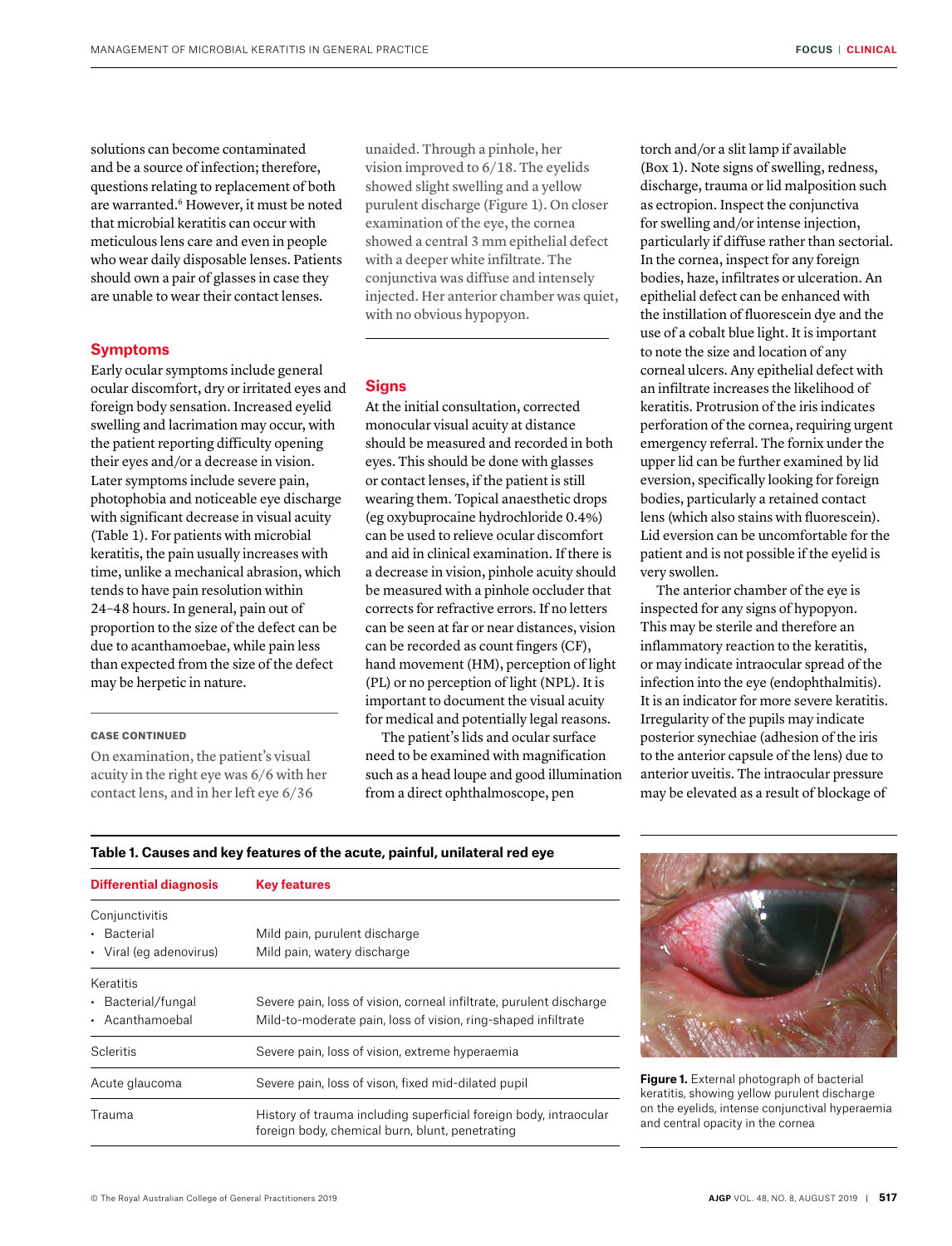solutions can become contaminated and be a source of infection; therefore, questions relating to replacement of both are warranted.[6] However, it must be noted that microbial keratitis can occur with meticulous lens care and even in people who wear daily disposable lenses. Patients should own a pair of glasses in case they are unable to wear their contact lenses.

## Symptoms

Early ocular symptoms include general ocular discomfort, dry or irritated eyes and foreign body sensation. Increased eyelid swelling and lacrimation may occur, with the patient reporting difficulty opening their eyes and/or a decrease in vision. Later symptoms include severe pain, photophobia and noticeable eye discharge with significant decrease in visual acuity (Table 1). For patients with microbial keratitis, the pain usually increases with time, unlike a mechanical abrasion, which tends to have pain resolution within 24–48 hours. In general, pain out of proportion to the size of the defect can be due to acanthamoebae, while pain less than expected from the size of the defect may be herpetic in nature.

### CASE CONTINUED

On examination, the patient's visual acuity in the right eye was 6/6 with her contact lens, and in her left eye 6/36 unaided. Through a pinhole, her vision improved to 6/18. The eyelids showed slight swelling and a yellow purulent discharge (Figure 1). On closer examination of the eye, the cornea showed a central 3 mm epithelial defect with a deeper white infiltrate. The conjunctiva was diffuse and intensely injected. Her anterior chamber was quiet, with no obvious hypopyon.

## Signs

At the initial consultation, corrected monocular visual acuity at distance should be measured and recorded in both eyes. This should be done with glasses or contact lenses, if the patient is still wearing them. Topical anaesthetic drops (eg oxybuprocaine hydrochloride 0.4%) can be used to relieve ocular discomfort and aid in clinical examination. If there is a decrease in vision, pinhole acuity should be measured with a pinhole occluder that corrects for refractive errors. If no letters can be seen at far or near distances, vision can be recorded as count fingers (CF), hand movement (HM), perception of light (PL) or no perception of light (NPL). It is important to document the visual acuity for medical and potentially legal reasons.

The patient's lids and ocular surface need to be examined with magnification such as a head loupe and good illumination from a direct ophthalmoscope, pen torch and/or a slit lamp if available (Box 1). Note signs of swelling, redness, discharge, trauma or lid malposition such as ectropion. Inspect the conjunctiva for swelling and/or intense injection, particularly if diffuse rather than sectorial. In the cornea, inspect for any foreign bodies, haze, infiltrates or ulceration. An epithelial defect can be enhanced with the instillation of fluorescein dye and the use of a cobalt blue light. It is important to note the size and location of any corneal ulcers. Any epithelial defect with an infiltrate increases the likelihood of keratitis. Protrusion of the iris indicates perforation of the cornea, requiring urgent emergency referral. The fornix under the upper lid can be further examined by lid eversion, specifically looking for foreign bodies, particularly a retained contact lens (which also stains with fluorescein). Lid eversion can be uncomfortable for the patient and is not possible if the eyelid is very swollen.

The anterior chamber of the eye is inspected for any signs of hypopyon. This may be sterile and therefore an inflammatory reaction to the keratitis, or may indicate intraocular spread of the infection into the eye (endophthalmitis). It is an indicator for more severe keratitis. Irregularity of the pupils may indicate posterior synechiae (adhesion of the iris to the anterior capsule of the lens) due to anterior uveitis. The intraocular pressure may be elevated as a result of blockage of

**Table 1. Causes and key features of the acute, painful, unilateral red eye**

| Differential diagnosis | Key features |
|---|---|
| Conjunctivitis | |
| • Bacterial | Mild pain, purulent discharge |
| • Viral (eg adenovirus) | Mild pain, watery discharge |
| Keratitis | |
| • Bacterial/fungal | Severe pain, loss of vision, corneal infiltrate, purulent discharge |
| • Acanthamoebal | Mild-to-moderate pain, loss of vision, ring-shaped infiltrate |
| Scleritis | Severe pain, loss of vision, extreme hyperaemia |
| Acute glaucoma | Severe pain, loss of vison, fixed mid-dilated pupil |
| Trauma | History of trauma including superficial foreign body, intraocular foreign body, chemical burn, blunt, penetrating |

**Figure 1.** External photograph of bacterial keratitis, showing yellow purulent discharge on the eyelids, intense conjunctival hyperaemia and central opacity in the cornea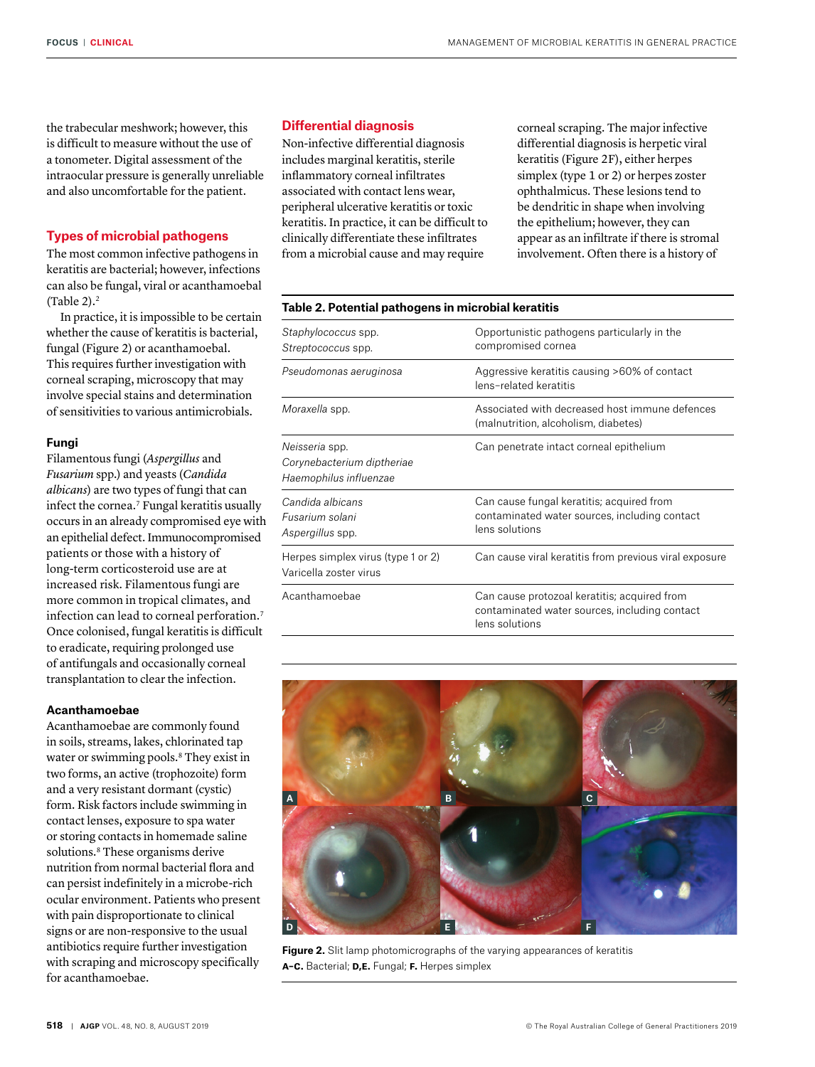the trabecular meshwork; however, this is difficult to measure without the use of a tonometer. Digital assessment of the intraocular pressure is generally unreliable and also uncomfortable for the patient.

## Types of microbial pathogens

The most common infective pathogens in keratitis are bacterial; however, infections can also be fungal, viral or acanthamoebal (Table 2).[2]

In practice, it is impossible to be certain whether the cause of keratitis is bacterial, fungal (Figure 2) or acanthamoebal. This requires further investigation with corneal scraping, microscopy that may involve special stains and determination of sensitivities to various antimicrobials.

### Fungi

Filamentous fungi (*Aspergillus* and *Fusarium* spp.) and yeasts (*Candida albicans*) are two types of fungi that can infect the cornea.[7] Fungal keratitis usually occurs in an already compromised eye with an epithelial defect. Immunocompromised patients or those with a history of long-term corticosteroid use are at increased risk. Filamentous fungi are more common in tropical climates, and infection can lead to corneal perforation.[7] Once colonised, fungal keratitis is difficult to eradicate, requiring prolonged use of antifungals and occasionally corneal transplantation to clear the infection.

### Acanthamoebae

Acanthamoebae are commonly found in soils, streams, lakes, chlorinated tap water or swimming pools.[8] They exist in two forms, an active (trophozoite) form and a very resistant dormant (cystic) form. Risk factors include swimming in contact lenses, exposure to spa water or storing contacts in homemade saline solutions.[8] These organisms derive nutrition from normal bacterial flora and can persist indefinitely in a microbe-rich ocular environment. Patients who present with pain disproportionate to clinical signs or are non-responsive to the usual antibiotics require further investigation with scraping and microscopy specifically for acanthamoebae.

## Differential diagnosis

Non-infective differential diagnosis includes marginal keratitis, sterile inflammatory corneal infiltrates associated with contact lens wear, peripheral ulcerative keratitis or toxic keratitis. In practice, it can be difficult to clinically differentiate these infiltrates from a microbial cause and may require corneal scraping. The major infective differential diagnosis is herpetic viral keratitis (Figure 2F), either herpes simplex (type 1 or 2) or herpes zoster ophthalmicus. These lesions tend to be dendritic in shape when involving the epithelium; however, they can appear as an infiltrate if there is stromal involvement. Often there is a history of

**Table 2. Potential pathogens in microbial keratitis**

| | |
|---|---|
| *Staphylococcus* spp.<br>*Streptococcus* spp. | Opportunistic pathogens particularly in the compromised cornea |
| *Pseudomonas aeruginosa* | Aggressive keratitis causing >60% of contact lens–related keratitis |
| *Moraxella* spp. | Associated with decreased host immune defences (malnutrition, alcoholism, diabetes) |
| *Neisseria* spp.<br>*Corynebacterium diptheriae*<br>*Haemophilus influenzae* | Can penetrate intact corneal epithelium |
| *Candida albicans*<br>*Fusarium solani*<br>*Aspergillus* spp. | Can cause fungal keratitis; acquired from contaminated water sources, including contact lens solutions |
| Herpes simplex virus (type 1 or 2)<br>Varicella zoster virus | Can cause viral keratitis from previous viral exposure |
| Acanthamoebae | Can cause protozoal keratitis; acquired from contaminated water sources, including contact lens solutions |

**Figure 2.** Slit lamp photomicrographs of the varying appearances of keratitis
**A–C.** Bacterial; **D,E.** Fungal; **F.** Herpes simplex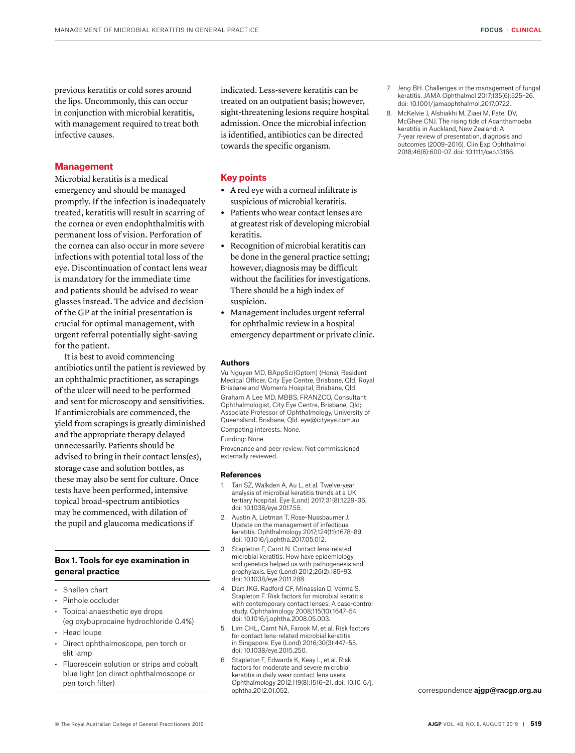previous keratitis or cold sores around the lips. Uncommonly, this can occur in conjunction with microbial keratitis, with management required to treat both infective causes.

## Management

Microbial keratitis is a medical emergency and should be managed promptly. If the infection is inadequately treated, keratitis will result in scarring of the cornea or even endophthalmitis with permanent loss of vision. Perforation of the cornea can also occur in more severe infections with potential total loss of the eye. Discontinuation of contact lens wear is mandatory for the immediate time and patients should be advised to wear glasses instead. The advice and decision of the GP at the initial presentation is crucial for optimal management, with urgent referral potentially sight-saving for the patient.

It is best to avoid commencing antibiotics until the patient is reviewed by an ophthalmic practitioner, as scrapings of the ulcer will need to be performed and sent for microscopy and sensitivities. If antimicrobials are commenced, the yield from scrapings is greatly diminished and the appropriate therapy delayed unnecessarily. Patients should be advised to bring in their contact lens(es), storage case and solution bottles, as these may also be sent for culture. Once tests have been performed, intensive topical broad-spectrum antibiotics may be commenced, with dilation of the pupil and glaucoma medications if indicated. Less-severe keratitis can be treated on an outpatient basis; however, sight-threatening lesions require hospital admission. Once the microbial infection is identified, antibiotics can be directed towards the specific organism.

### Box 1. Tools for eye examination in general practice

- Snellen chart
- Pinhole occluder
- Topical anaesthetic eye drops (eg oxybuprocaine hydrochloride 0.4%)
- Head loupe
- Direct ophthalmoscope, pen torch or slit lamp
- Fluorescein solution or strips and cobalt blue light (on direct ophthalmoscope or pen torch filter)

## Key points

- A red eye with a corneal infiltrate is suspicious of microbial keratitis.
- Patients who wear contact lenses are at greatest risk of developing microbial keratitis.
- Recognition of microbial keratitis can be done in the general practice setting; however, diagnosis may be difficult without the facilities for investigations. There should be a high index of suspicion.
- Management includes urgent referral for ophthalmic review in a hospital emergency department or private clinic.

### Authors

Vu Nguyen MD, BAppSci(Optom) (Hons), Resident Medical Officer, City Eye Centre, Brisbane, Qld; Royal Brisbane and Women's Hospital, Brisbane, Qld

Graham A Lee MD, MBBS, FRANZCO, Consultant Ophthalmologist, City Eye Centre, Brisbane, Qld; Associate Professor of Ophthalmology, University of Queensland, Brisbane, Qld. eye@cityeye.com.au

Competing interests: None.

Funding: None.

Provenance and peer review: Not commissioned, externally reviewed.

### References

1. Tan SZ, Walkden A, Au L, et al. Twelve-year analysis of microbial keratitis trends at a UK tertiary hospital. Eye (Lond) 2017;31(8):1229–36. doi: 10.1038/eye.2017.55.
2. Austin A, Lietman T, Rose-Nussbaumer J. Update on the management of infectious keratitis. Ophthalmology 2017;124(11):1678–89. doi: 10.1016/j.ophtha.2017.05.012.
3. Stapleton F, Carnt N. Contact lens-related microbial keratitis: How have epidemiology and genetics helped us with pathogenesis and prophylaxis. Eye (Lond) 2012;26(2):185–93. doi: 10.1038/eye.2011.288.
4. Dart JKG, Radford CF, Minassian D, Verma S, Stapleton F. Risk factors for microbial keratitis with contemporary contact lenses: A case-control study. Ophthalmology 2008;115(10):1647–54. doi: 10.1016/j.ophtha.2008.05.003.
5. Lim CHL, Carnt NA, Farook M, et al. Risk factors for contact lens-related microbial keratitis in Singapore. Eye (Lond) 2016;30(3):447–55. doi: 10.1038/eye.2015.250.
6. Stapleton F, Edwards K, Keay L, et al. Risk factors for moderate and severe microbial keratitis in daily wear contact lens users. Ophthalmology 2012;119(8):1516–21. doi: 10.1016/j.ophtha.2012.01.052.
7. Jeng BH. Challenges in the management of fungal keratitis. JAMA Ophthalmol 2017;135(6):525–26. doi: 10.1001/jamaophthalmol.2017.0722.
8. McKelvie J, Alshiakhi M, Ziaei M, Patel DV, McGhee CNJ. The rising tide of Acanthamoeba keratitis in Auckland, New Zealand: A 7-year review of presentation, diagnosis and outcomes (2009–2016). Clin Exp Ophthalmol 2018;46(6):600-07. doi: 10.1111/ceo.13166.

correspondence **ajgp@racgp.org.au**